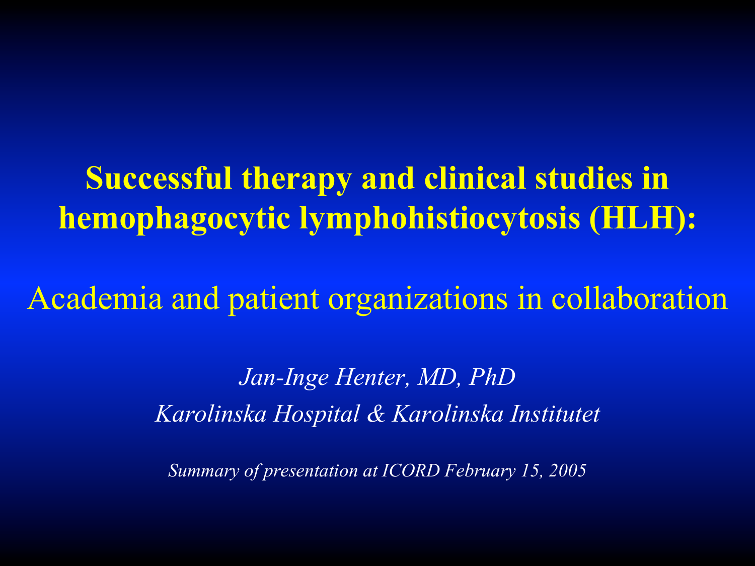# Successful therapy and clinical studies in hemophagocytic lymphohistiocytosis (HLH):

## Academia and patient organizations in collaboration

*Jan-Inge Henter, MD, PhD*

*Karolinska Hospital & Karolinska Institutet*

*Summary of presentation at ICORD February 15, 2005*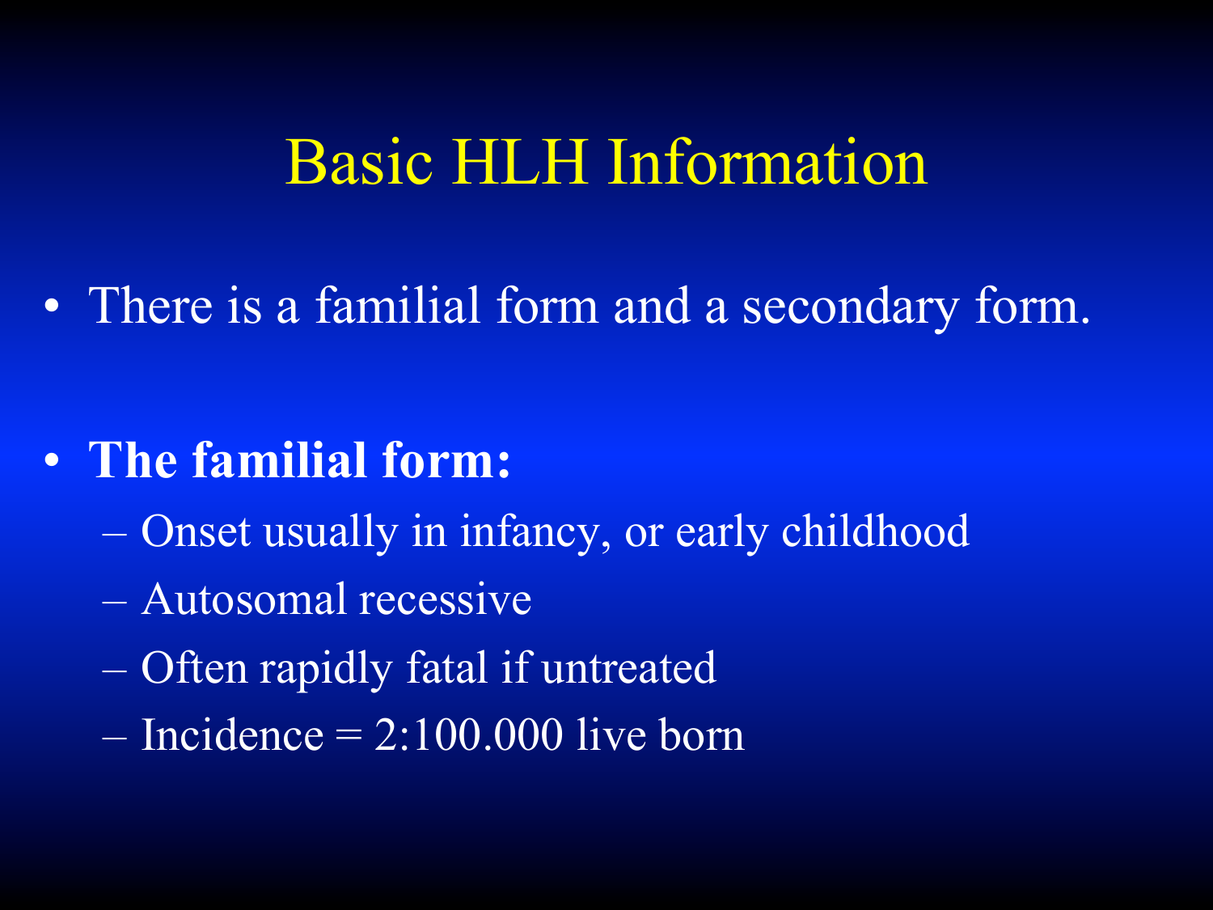# Basic HLH Information

- There is a familial form and a secondary form.

- **The familial form:**
  - Onset usually in infancy, or early childhood
  - Autosomal recessive
  - Often rapidly fatal if untreated
  - Incidence = 2:100.000 live born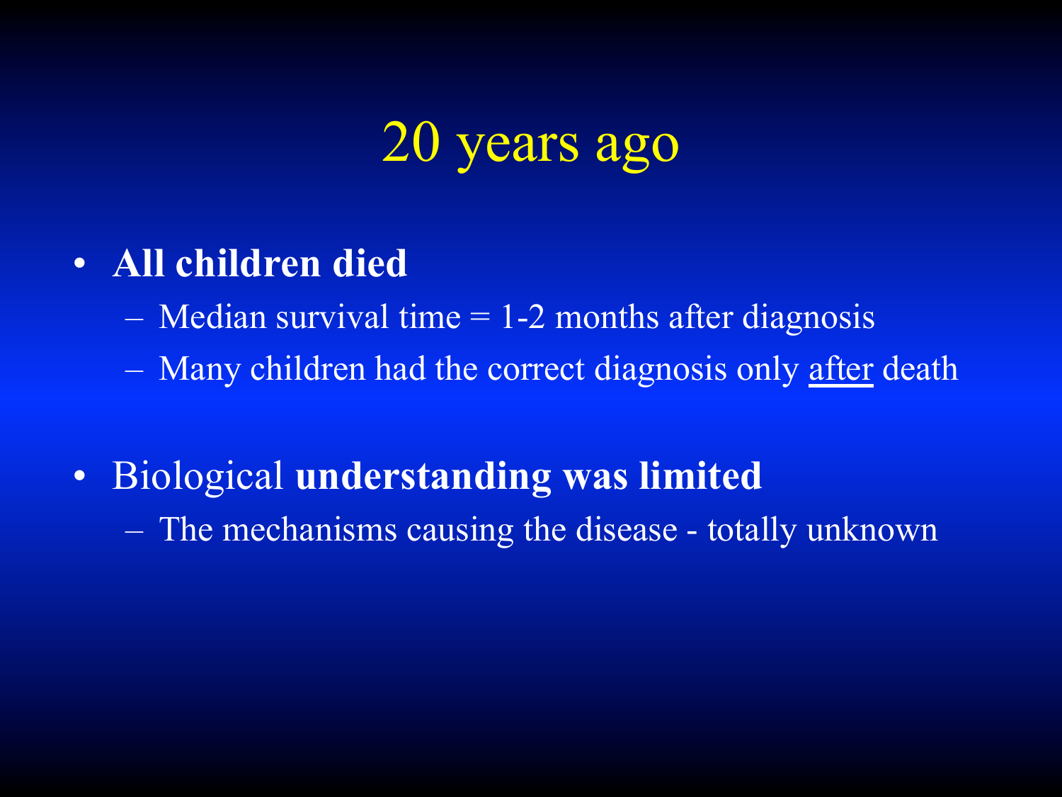# 20 years ago

- **All children died**
  - Median survival time = 1-2 months after diagnosis
  - Many children had the correct diagnosis only <u>after</u> death

- Biological **understanding was limited**
  - The mechanisms causing the disease - totally unknown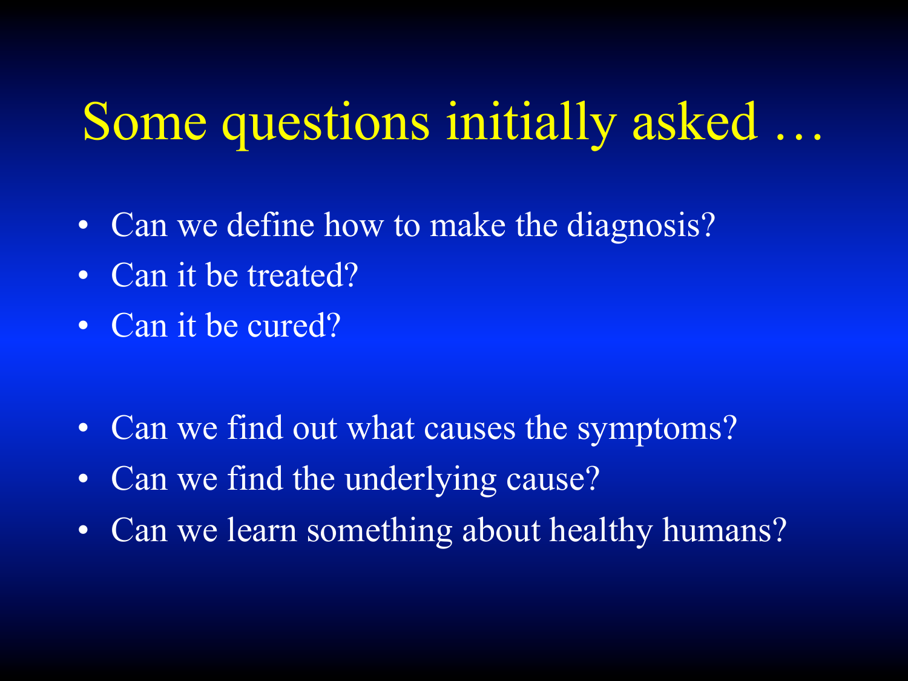# Some questions initially asked …

- Can we define how to make the diagnosis?
- Can it be treated?
- Can it be cured?

- Can we find out what causes the symptoms?
- Can we find the underlying cause?
- Can we learn something about healthy humans?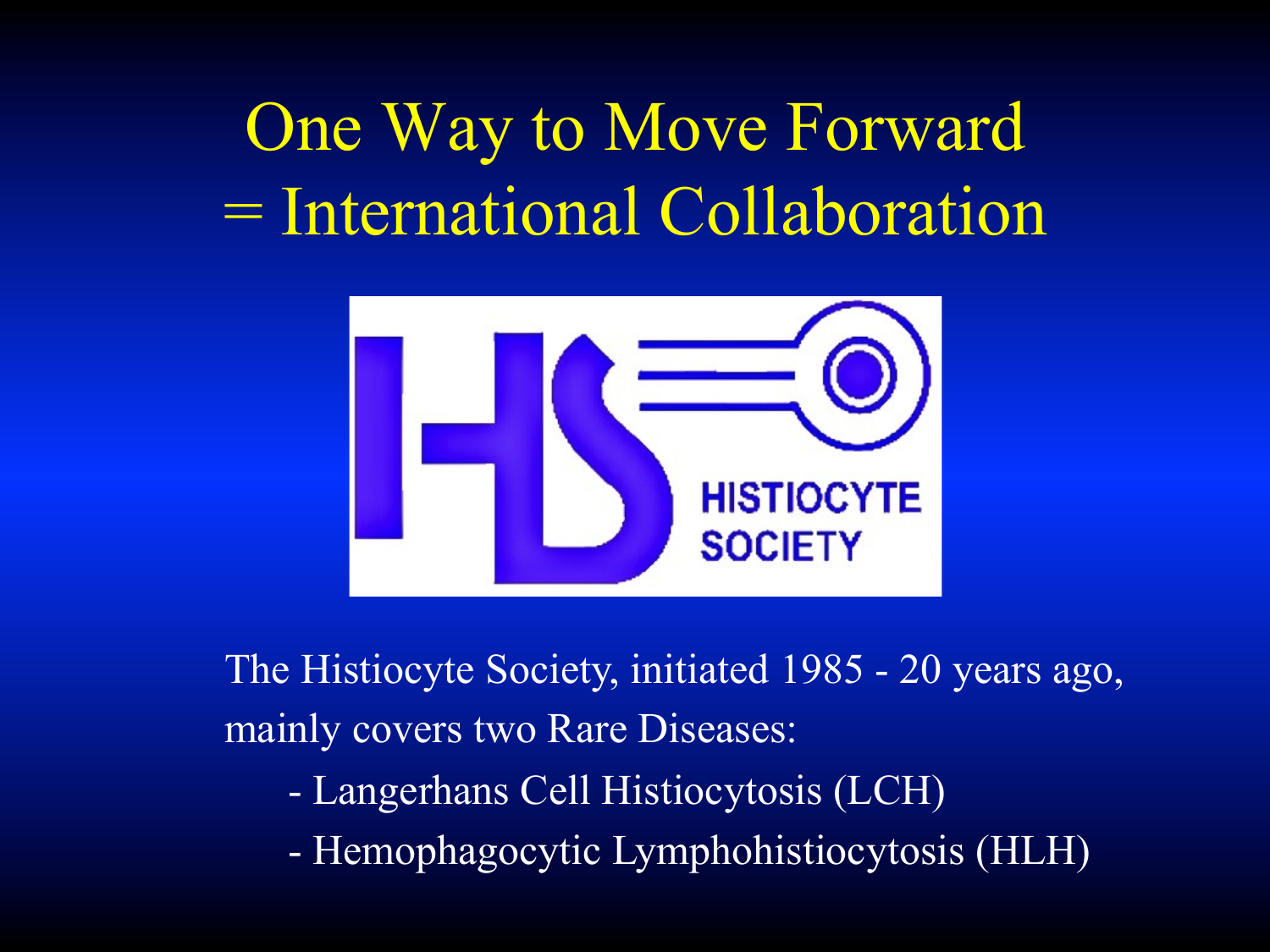# One Way to Move Forward = International Collaboration

HISTIOCYTE SOCIETY

The Histiocyte Society, initiated 1985 - 20 years ago, mainly covers two Rare Diseases:

- Langerhans Cell Histiocytosis (LCH)
- Hemophagocytic Lymphohistiocytosis (HLH)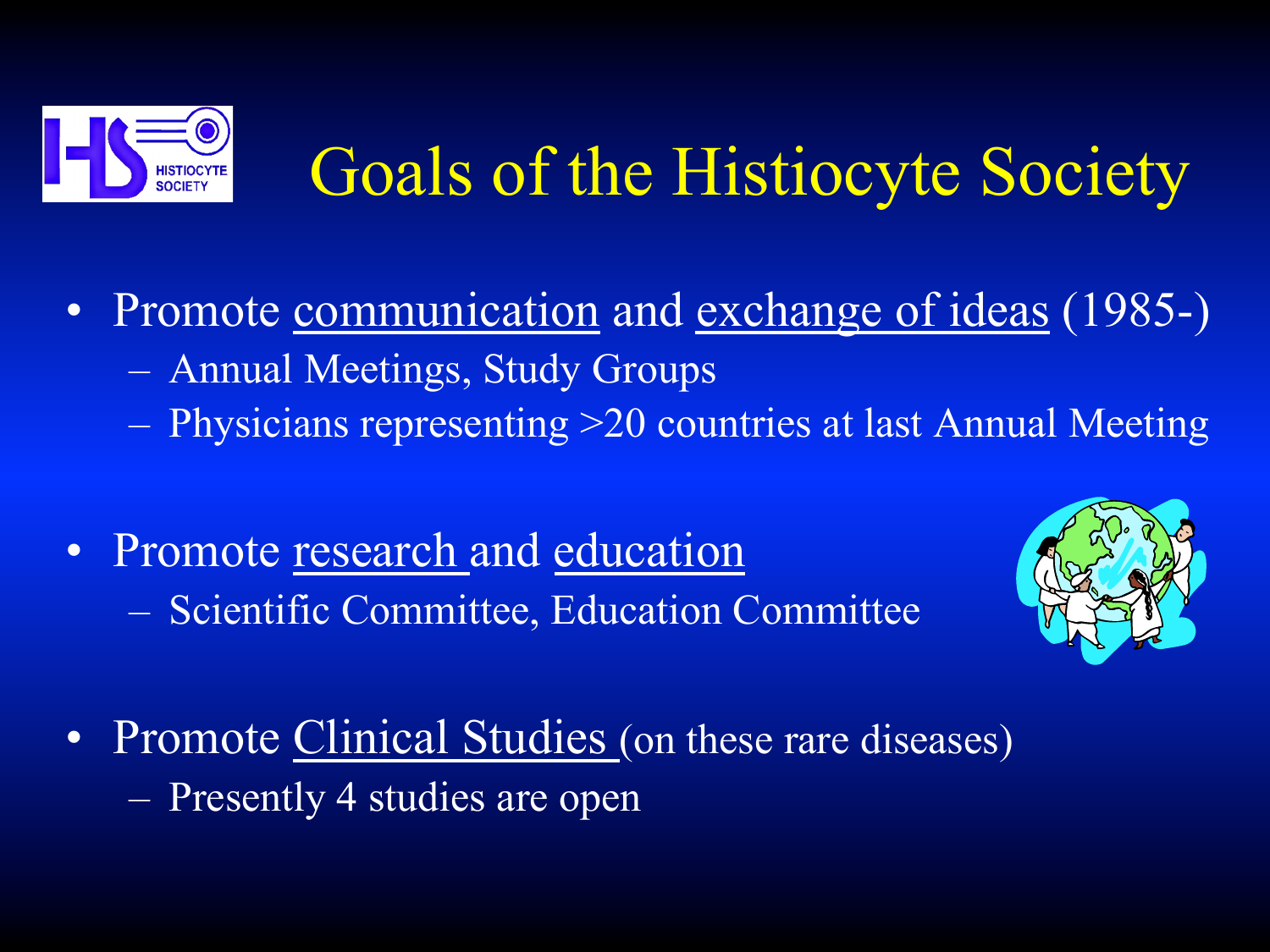# Goals of the Histiocyte Society

- Promote communication and exchange of ideas (1985-)
  - Annual Meetings, Study Groups
  - Physicians representing >20 countries at last Annual Meeting
- Promote research and education
  - Scientific Committee, Education Committee
- Promote Clinical Studies (on these rare diseases)
  - Presently 4 studies are open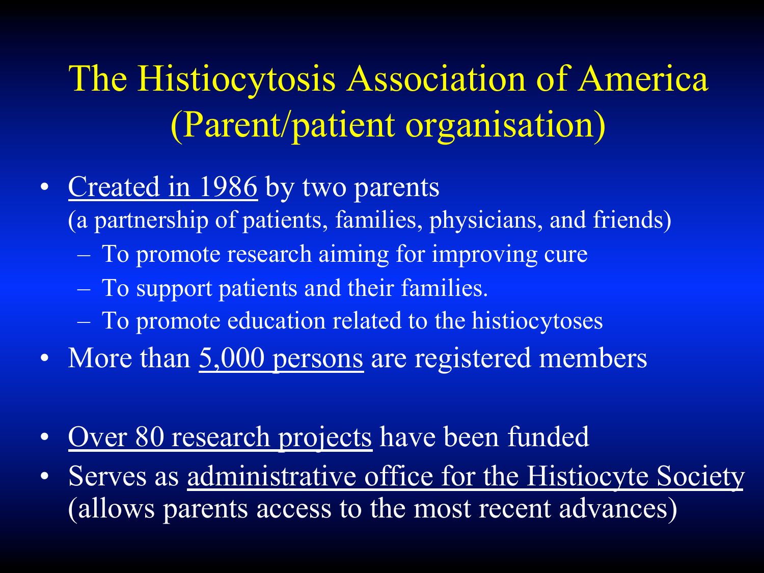# The Histiocytosis Association of America (Parent/patient organisation)

- Created in 1986 by two parents
  (a partnership of patients, families, physicians, and friends)
  - To promote research aiming for improving cure
  - To support patients and their families.
  - To promote education related to the histiocytoses
- More than 5,000 persons are registered members

- Over 80 research projects have been funded
- Serves as administrative office for the Histiocyte Society
  (allows parents access to the most recent advances)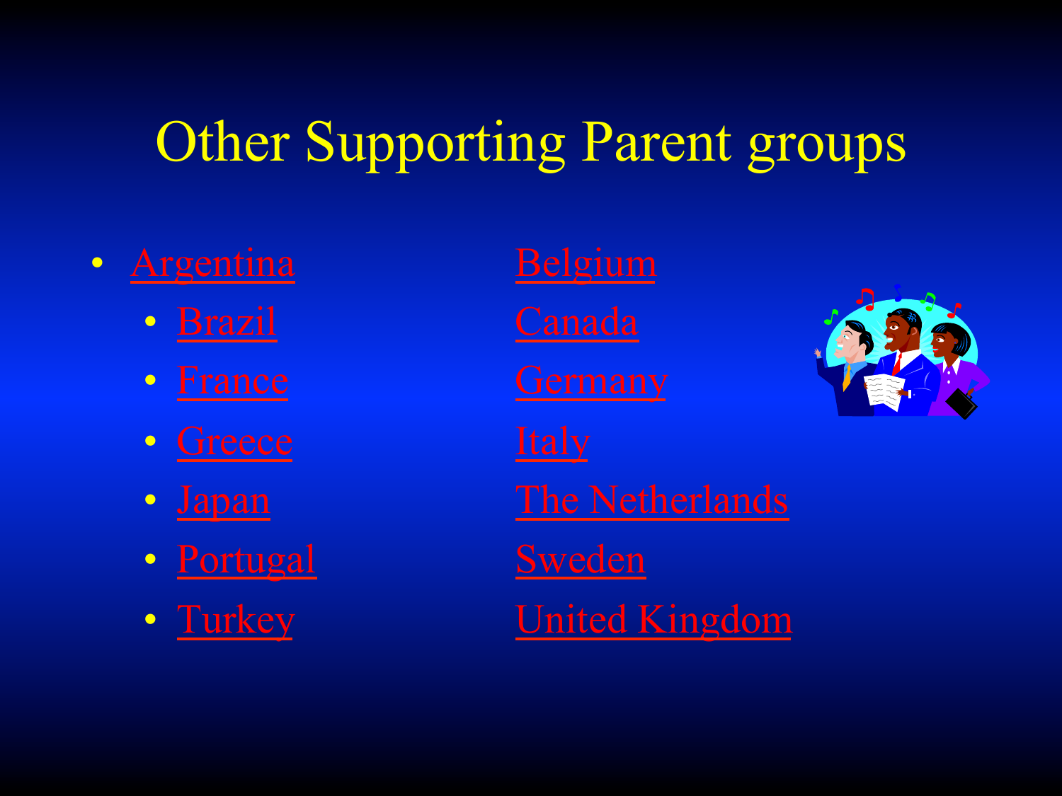# Other Supporting Parent groups

- Argentina
- Brazil
- France
- Greece
- Japan
- Portugal
- Turkey
- Belgium
- Canada
- Germany
- Italy
- The Netherlands
- Sweden
- United Kingdom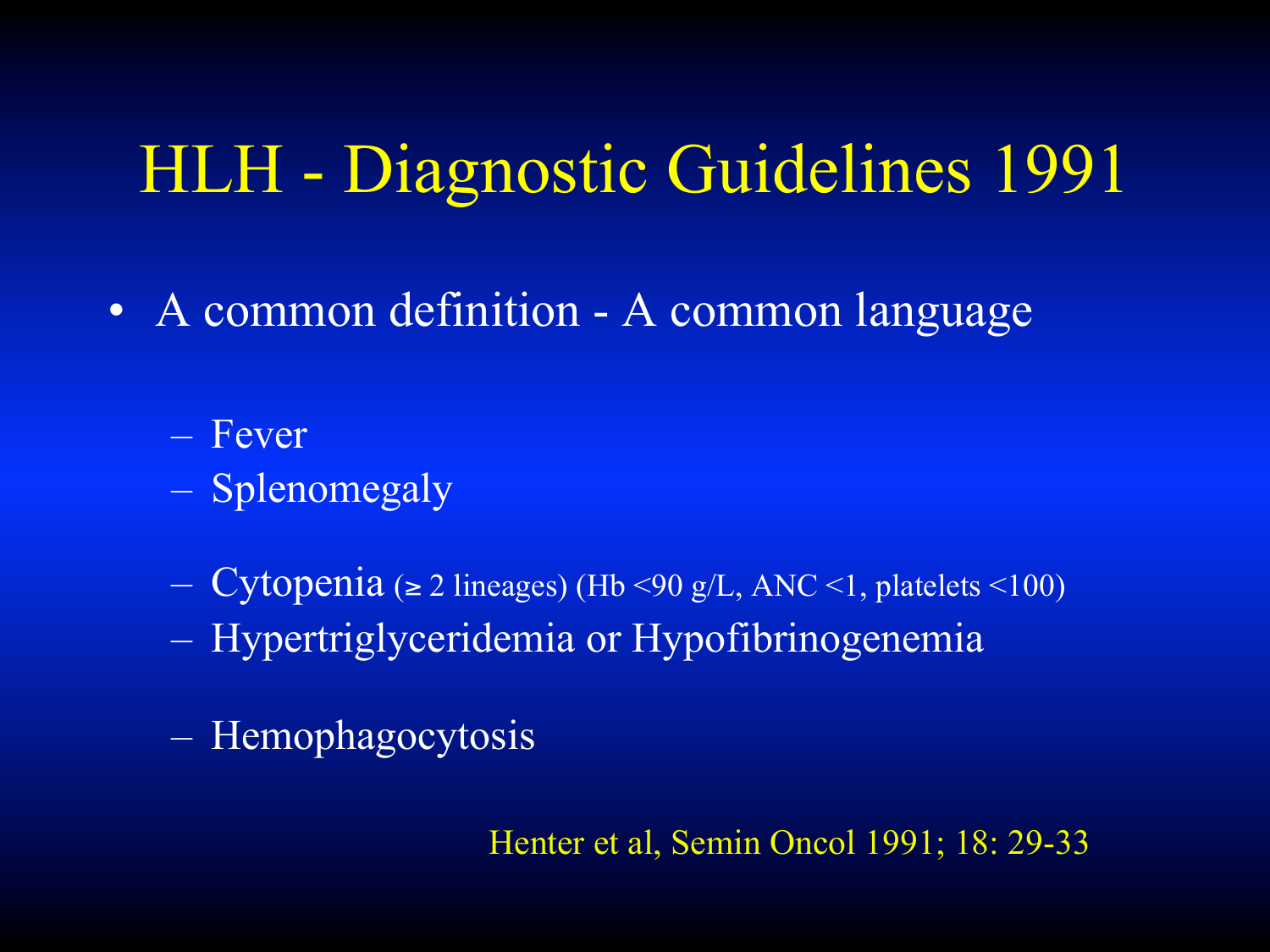# HLH - Diagnostic Guidelines 1991

- A common definition - A common language
  - Fever
  - Splenomegaly
  - Cytopenia (≥ 2 lineages) (Hb <90 g/L, ANC <1, platelets <100)
  - Hypertriglyceridemia or Hypofibrinogenemia
  - Hemophagocytosis

Henter et al, Semin Oncol 1991; 18: 29-33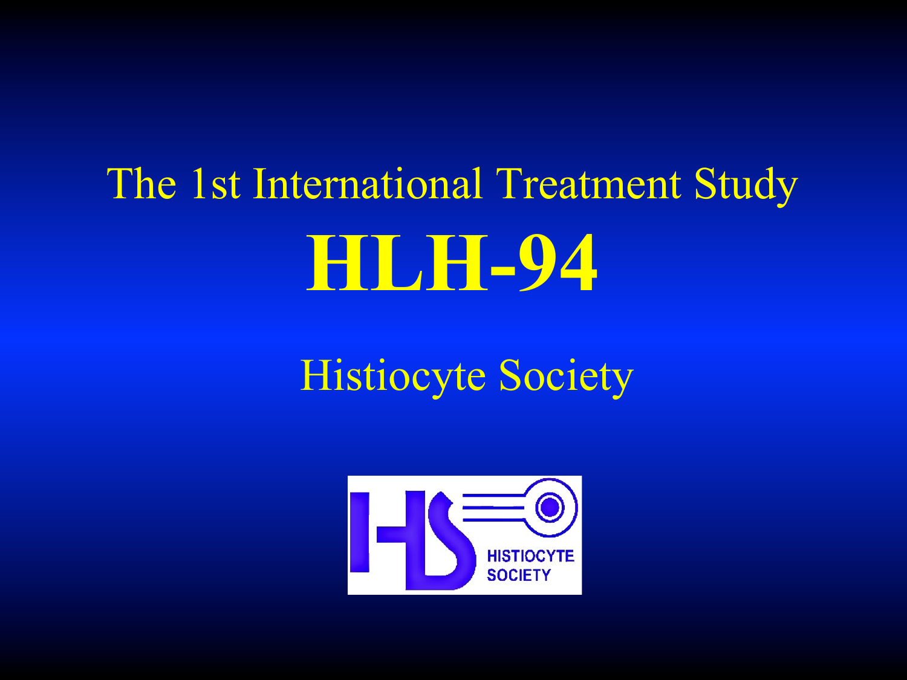The 1st International Treatment Study

# HLH-94

Histiocyte Society

HISTIOCYTE SOCIETY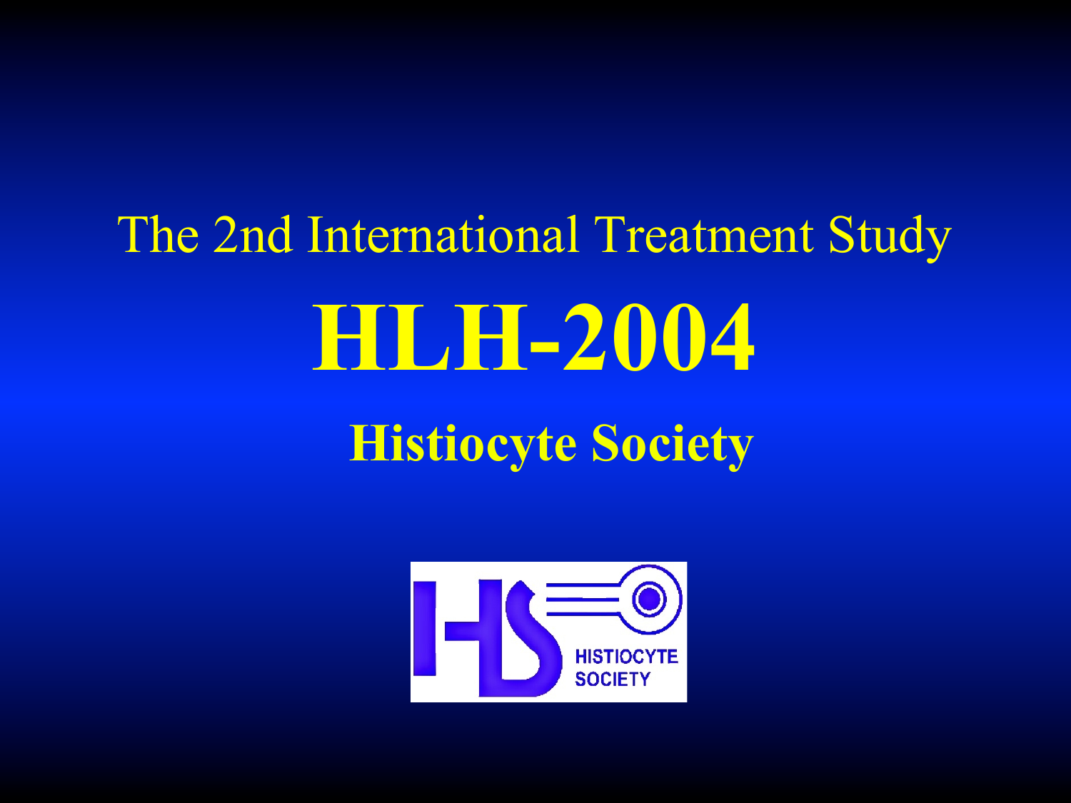The 2nd International Treatment Study

# HLH-2004

## Histiocyte Society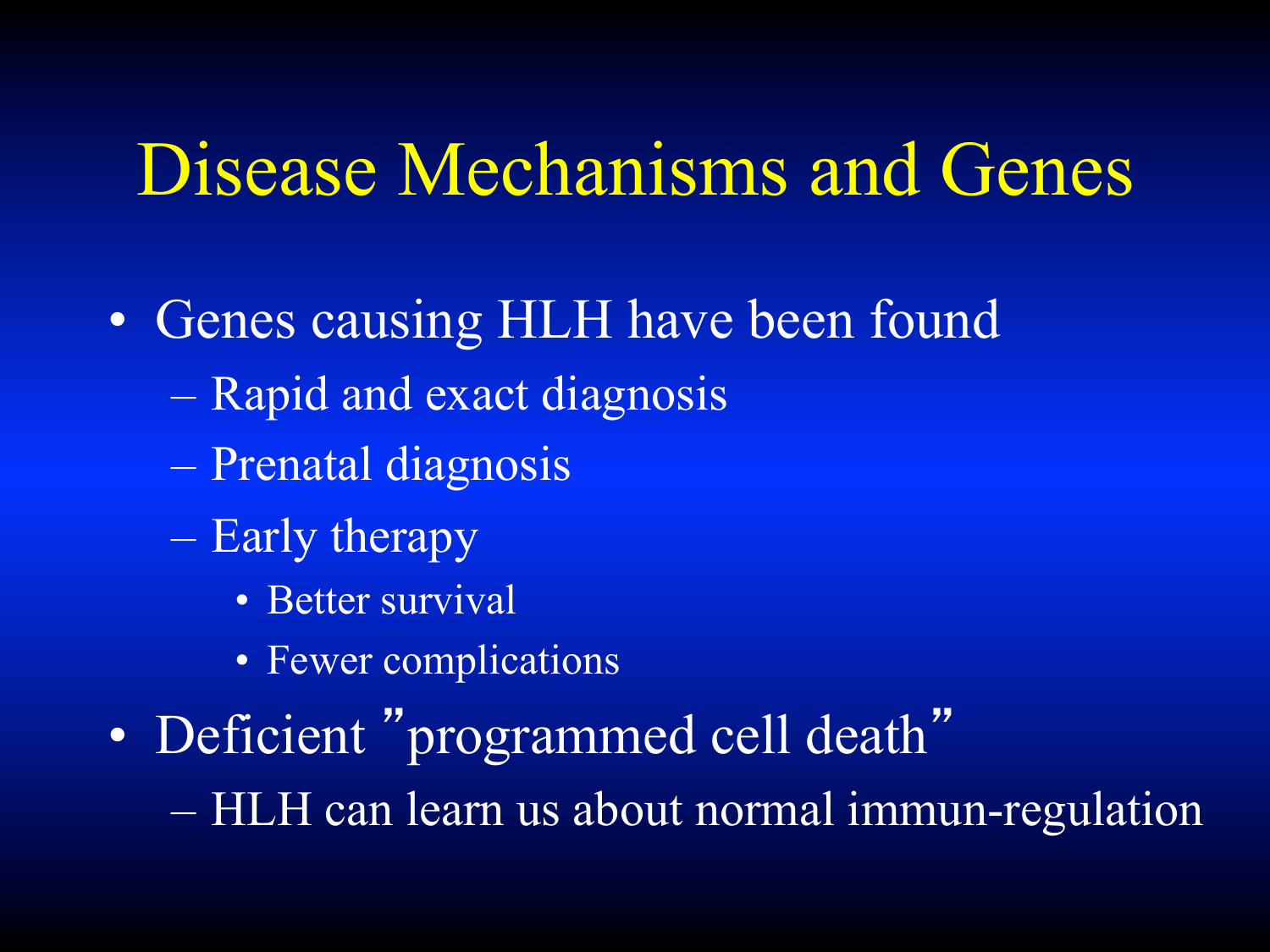# Disease Mechanisms and Genes

- Genes causing HLH have been found
  - Rapid and exact diagnosis
  - Prenatal diagnosis
  - Early therapy
    - Better survival
    - Fewer complications
- Deficient ”programmed cell death”
  - HLH can learn us about normal immun-regulation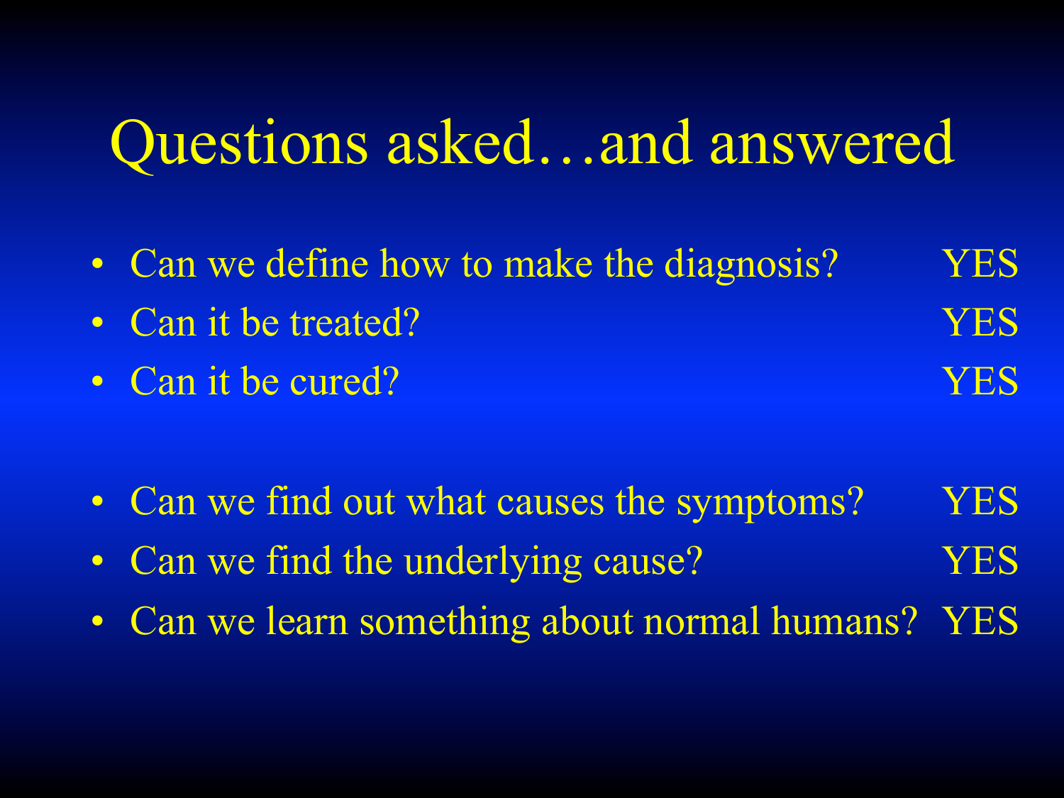# Questions asked…and answered

- Can we define how to make the diagnosis? YES
- Can it be treated? YES
- Can it be cured? YES

- Can we find out what causes the symptoms? YES
- Can we find the underlying cause? YES
- Can we learn something about normal humans? YES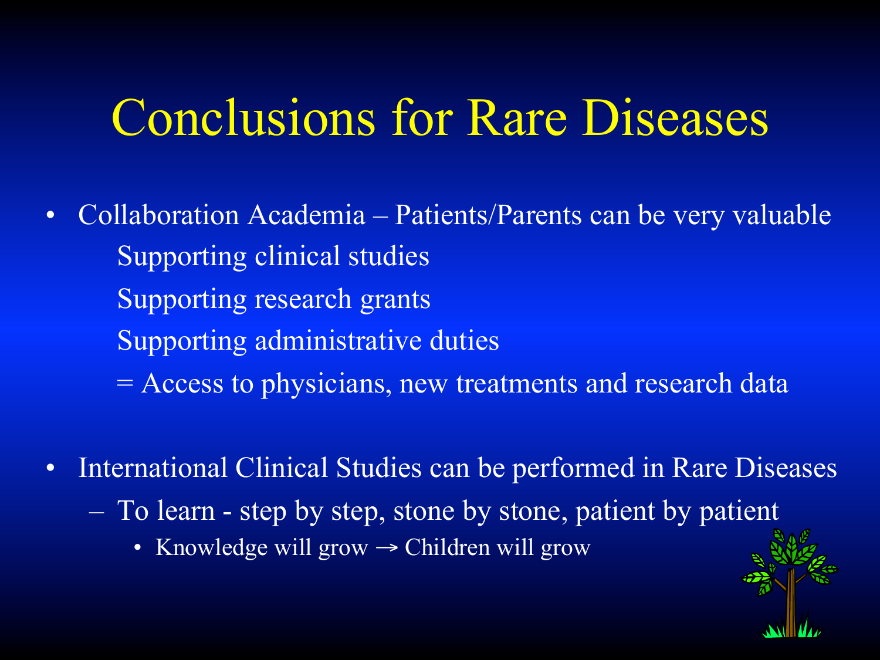# Conclusions for Rare Diseases

- Collaboration Academia – Patients/Parents can be very valuable
  - Supporting clinical studies
  - Supporting research grants
  - Supporting administrative duties
  - = Access to physicians, new treatments and research data

- International Clinical Studies can be performed in Rare Diseases
  - To learn - step by step, stone by stone, patient by patient
    - Knowledge will grow → Children will grow